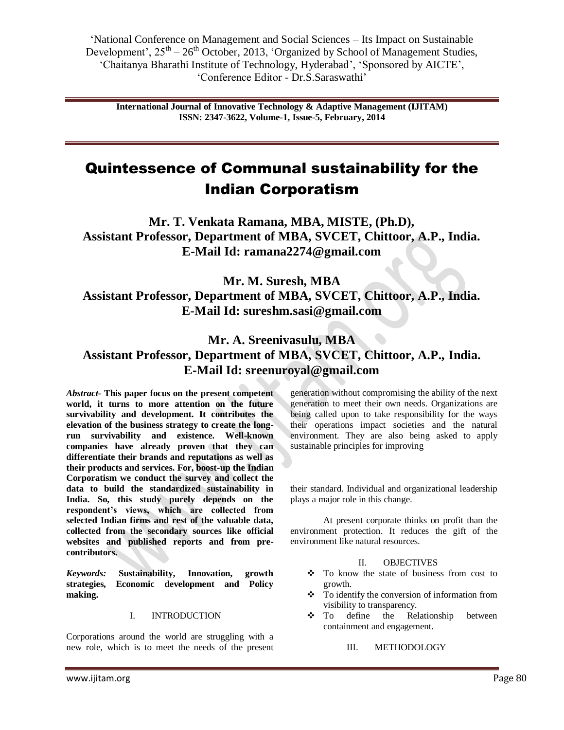# Quintessence of Communal sustainability for the Indian Corporatism

**Mr. T. Venkata Ramana, MBA, MISTE, (Ph.D), Assistant Professor, Department of MBA, SVCET, Chittoor, A.P., India. E-Mail Id: ramana2274@gmail.com**

**Mr. M. Suresh, MBA Assistant Professor, Department of MBA, SVCET, Chittoor, A.P., India. E-Mail Id: sureshm.sasi@gmail.com**

**Mr. A. Sreenivasulu, MBA Assistant Professor, Department of MBA, SVCET, Chittoor, A.P., India. E-Mail Id: sreenuroyal@gmail.com**

***Abstract-*** **This paper focus on the present competent world, it turns to more attention on the future survivability and development. It contributes the elevation of the business strategy to create the long-run survivability and existence. Well-known companies have already proven that they can differentiate their brands and reputations as well as their products and services. For, boost-up the Indian Corporatism we conduct the survey and collect the data to build the standardized sustainability in India. So, this study purely depends on the respondent's views, which are collected from selected Indian firms and rest of the valuable data, collected from the secondary sources like official websites and published reports and from pre-contributors.**

***Keywords:*** **Sustainability, Innovation, growth strategies, Economic development and Policy making.**

## I. INTRODUCTION

Corporations around the world are struggling with a new role, which is to meet the needs of the present generation without compromising the ability of the next generation to meet their own needs. Organizations are being called upon to take responsibility for the ways their operations impact societies and the natural environment. They are also being asked to apply sustainable principles for improving their standard. Individual and organizational leadership plays a major role in this change.

At present corporate thinks on profit than the environment protection. It reduces the gift of the environment like natural resources.

## II. OBJECTIVES

- To know the state of business from cost to growth.
- To identify the conversion of information from visibility to transparency.
- To define the Relationship between containment and engagement.

## III. METHODOLOGY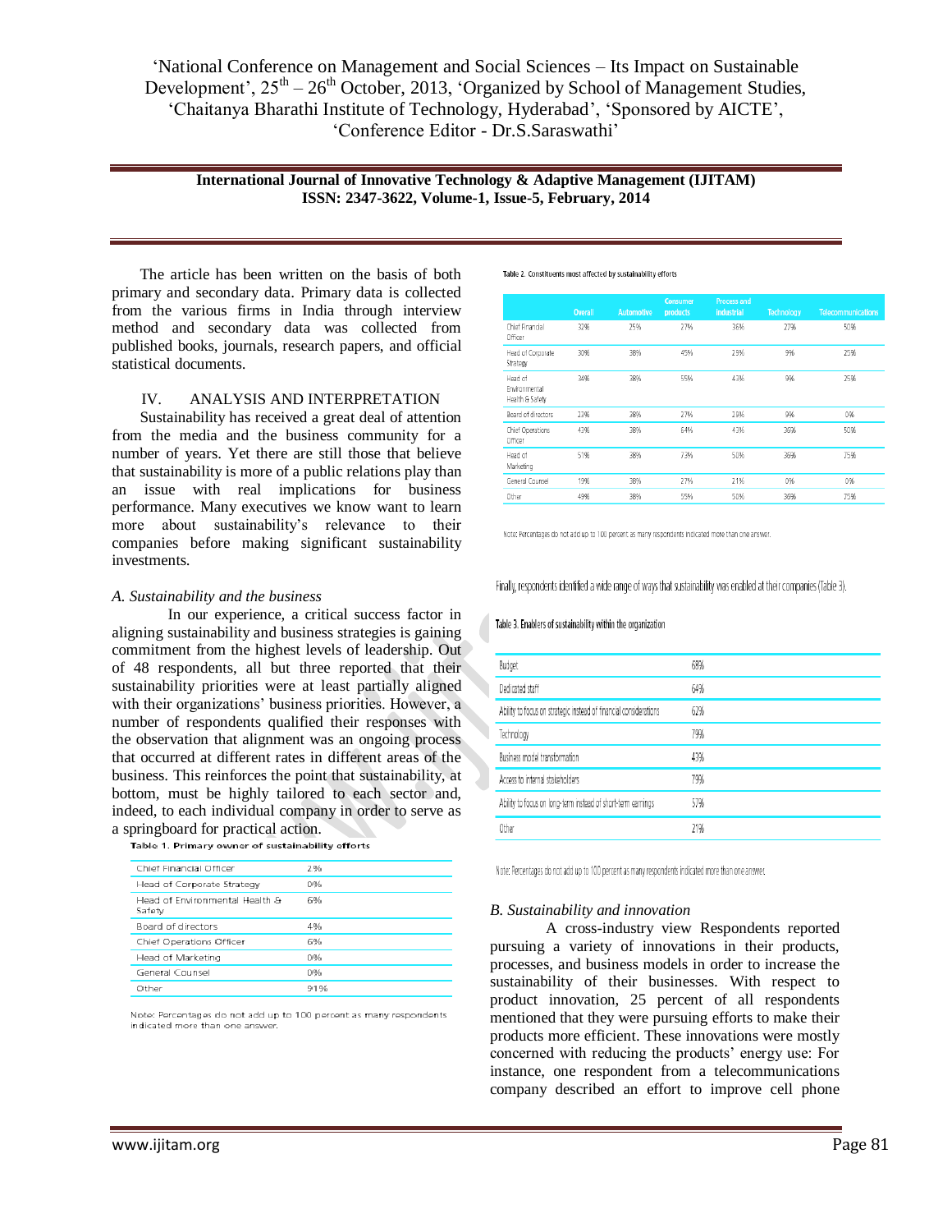The article has been written on the basis of both primary and secondary data. Primary data is collected from the various firms in India through interview method and secondary data was collected from published books, journals, research papers, and official statistical documents.

## IV. ANALYSIS AND INTERPRETATION

Sustainability has received a great deal of attention from the media and the business community for a number of years. Yet there are still those that believe that sustainability is more of a public relations play than an issue with real implications for business performance. Many executives we know want to learn more about sustainability's relevance to their companies before making significant sustainability investments.

### *A. Sustainability and the business*

In our experience, a critical success factor in aligning sustainability and business strategies is gaining commitment from the highest levels of leadership. Out of 48 respondents, all but three reported that their sustainability priorities were at least partially aligned with their organizations' business priorities. However, a number of respondents qualified their responses with the observation that alignment was an ongoing process that occurred at different rates in different areas of the business. This reinforces the point that sustainability, at bottom, must be highly tailored to each sector and, indeed, to each individual company in order to serve as a springboard for practical action.

**Table 1. Primary owner of sustainability efforts**

| | |
|---|---|
| Chief Financial Officer | 2% |
| Head of Corporate Strategy | 0% |
| Head of Environmental Health & Safety | 6% |
| Board of directors | 4% |
| Chief Operations Officer | 6% |
| Head of Marketing | 0% |
| General Counsel | 0% |
| Other | 91% |

Note: Percentages do not add up to 100 percent as many respondents indicated more than one answer.

**Table 2. Constituents most affected by sustainability efforts**

| | Overall | Automotive | Consumer products | Process and industrial | Technology | Telecommunications |
|---|---|---|---|---|---|---|
| Chief Financial Officer | 32% | 25% | 27% | 36% | 27% | 50% |
| Head of Corporate Strategy | 30% | 38% | 45% | 29% | 9% | 25% |
| Head of Environmental Health & Safety | 34% | 38% | 55% | 43% | 9% | 25% |
| Board of directors | 23% | 38% | 27% | 29% | 9% | 0% |
| Chief Operations Officer | 43% | 38% | 64% | 43% | 36% | 50% |
| Head of Marketing | 51% | 38% | 73% | 50% | 36% | 75% |
| General Counsel | 19% | 38% | 27% | 21% | 0% | 0% |
| Other | 49% | 38% | 55% | 50% | 36% | 75% |

Note: Percentages do not add up to 100 percent as many respondents indicated more than one answer.

Finally, respondents identified a wide range of ways that sustainability was enabled at their companies (Table 3).

**Table 3. Enablers of sustainability within the organization**

| | |
|---|---|
| Budget | 68% |
| Dedicated staff | 64% |
| Ability to focus on strategic instead of financial considerations | 62% |
| Technology | 79% |
| Business model transformation | 43% |
| Access to internal stakeholders | 79% |
| Ability to focus on long-term instead of short-term earnings | 57% |
| Other | 21% |

Note: Percentages do not add up to 100 percent as many respondents indicated more than one answer.

### *B. Sustainability and innovation*

A cross-industry view Respondents reported pursuing a variety of innovations in their products, processes, and business models in order to increase the sustainability of their businesses. With respect to product innovation, 25 percent of all respondents mentioned that they were pursuing efforts to make their products more efficient. These innovations were mostly concerned with reducing the products' energy use: For instance, one respondent from a telecommunications company described an effort to improve cell phone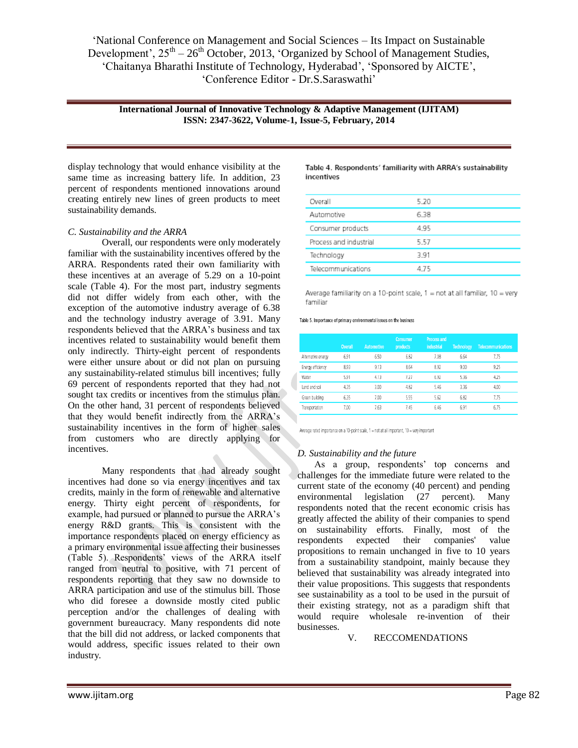display technology that would enhance visibility at the same time as increasing battery life. In addition, 23 percent of respondents mentioned innovations around creating entirely new lines of green products to meet sustainability demands.

### *C. Sustainability and the ARRA*

Overall, our respondents were only moderately familiar with the sustainability incentives offered by the ARRA. Respondents rated their own familiarity with these incentives at an average of 5.29 on a 10-point scale (Table 4). For the most part, industry segments did not differ widely from each other, with the exception of the automotive industry average of 6.38 and the technology industry average of 3.91. Many respondents believed that the ARRA's business and tax incentives related to sustainability would benefit them only indirectly. Thirty-eight percent of respondents were either unsure about or did not plan on pursuing any sustainability-related stimulus bill incentives; fully 69 percent of respondents reported that they had not sought tax credits or incentives from the stimulus plan. On the other hand, 31 percent of respondents believed that they would benefit indirectly from the ARRA's sustainability incentives in the form of higher sales from customers who are directly applying for incentives.

Many respondents that had already sought incentives had done so via energy incentives and tax credits, mainly in the form of renewable and alternative energy. Thirty eight percent of respondents, for example, had pursued or planned to pursue the ARRA's energy R&D grants. This is consistent with the importance respondents placed on energy efficiency as a primary environmental issue affecting their businesses (Table 5). Respondents' views of the ARRA itself ranged from neutral to positive, with 71 percent of respondents reporting that they saw no downside to ARRA participation and use of the stimulus bill. Those who did foresee a downside mostly cited public perception and/or the challenges of dealing with government bureaucracy. Many respondents did note that the bill did not address, or lacked components that would address, specific issues related to their own industry.

**Table 4. Respondents' familiarity with ARRA's sustainability incentives**

| | |
|---|---|
| Overall | 5.20 |
| Automotive | 6.38 |
| Consumer products | 4.95 |
| Process and industrial | 5.57 |
| Technology | 3.91 |
| Telecommunications | 4.75 |

Average familiarity on a 10-point scale, 1 = not at all familiar, 10 = very familiar

Table 5. Importance of primary environmental issues on the business

| | Overall | Automotive | Consumer products | Process and industrial | Technology | Telecommunications |
|---|---|---|---|---|---|---|
| Alternative energy | 6.91 | 6.50 | 6.82 | 7.08 | 6.64 | 7.75 |
| Energy efficiency | 8.93 | 9.13 | 8.64 | 8.92 | 9.00 | 9.25 |
| Water | 5.91 | 4.13 | 7.27 | 6.92 | 5.36 | 4.25 |
| Land and soil | 4.35 | 3.00 | 4.82 | 5.46 | 3.36 | 4.00 |
| Green building | 6.35 | 7.00 | 5.55 | 5.62 | 6.82 | 7.75 |
| Transportation | 7.00 | 7.63 | 7.45 | 6.46 | 6.91 | 6.75 |

Average rated importance on a 10-point scale, 1 = not at all important, 10 = very important

### *D. Sustainability and the future*

As a group, respondents' top concerns and challenges for the immediate future were related to the current state of the economy (40 percent) and pending environmental legislation (27 percent). Many respondents noted that the recent economic crisis has greatly affected the ability of their companies to spend on sustainability efforts. Finally, most of the respondents expected their companies' value propositions to remain unchanged in five to 10 years from a sustainability standpoint, mainly because they believed that sustainability was already integrated into their value propositions. This suggests that respondents see sustainability as a tool to be used in the pursuit of their existing strategy, not as a paradigm shift that would require wholesale re-invention of their businesses.

## V. RECCOMENDATIONS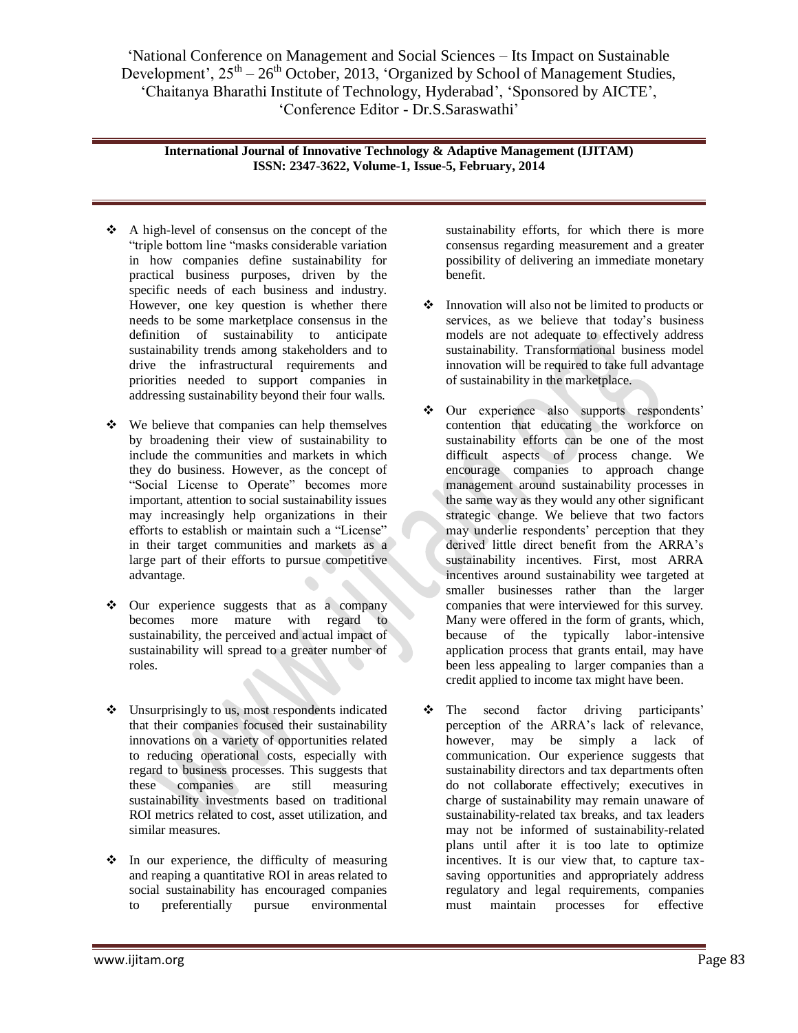- A high-level of consensus on the concept of the "triple bottom line "masks considerable variation in how companies define sustainability for practical business purposes, driven by the specific needs of each business and industry. However, one key question is whether there needs to be some marketplace consensus in the definition of sustainability to anticipate sustainability trends among stakeholders and to drive the infrastructural requirements and priorities needed to support companies in addressing sustainability beyond their four walls.

- We believe that companies can help themselves by broadening their view of sustainability to include the communities and markets in which they do business. However, as the concept of "Social License to Operate" becomes more important, attention to social sustainability issues may increasingly help organizations in their efforts to establish or maintain such a "License" in their target communities and markets as a large part of their efforts to pursue competitive advantage.

- Our experience suggests that as a company becomes more mature with regard to sustainability, the perceived and actual impact of sustainability will spread to a greater number of roles.

- Unsurprisingly to us, most respondents indicated that their companies focused their sustainability innovations on a variety of opportunities related to reducing operational costs, especially with regard to business processes. This suggests that these companies are still measuring sustainability investments based on traditional ROI metrics related to cost, asset utilization, and similar measures.

- In our experience, the difficulty of measuring and reaping a quantitative ROI in areas related to social sustainability has encouraged companies to preferentially pursue environmental sustainability efforts, for which there is more consensus regarding measurement and a greater possibility of delivering an immediate monetary benefit.

- Innovation will also not be limited to products or services, as we believe that today's business models are not adequate to effectively address sustainability. Transformational business model innovation will be required to take full advantage of sustainability in the marketplace.

- Our experience also supports respondents' contention that educating the workforce on sustainability efforts can be one of the most difficult aspects of process change. We encourage companies to approach change management around sustainability processes in the same way as they would any other significant strategic change. We believe that two factors may underlie respondents' perception that they derived little direct benefit from the ARRA's sustainability incentives. First, most ARRA incentives around sustainability wee targeted at smaller businesses rather than the larger companies that were interviewed for this survey. Many were offered in the form of grants, which, because of the typically labor-intensive application process that grants entail, may have been less appealing to larger companies than a credit applied to income tax might have been.

- The second factor driving participants' perception of the ARRA's lack of relevance, however, may be simply a lack of communication. Our experience suggests that sustainability directors and tax departments often do not collaborate effectively; executives in charge of sustainability may remain unaware of sustainability-related tax breaks, and tax leaders may not be informed of sustainability-related plans until after it is too late to optimize incentives. It is our view that, to capture tax-saving opportunities and appropriately address regulatory and legal requirements, companies must maintain processes for effective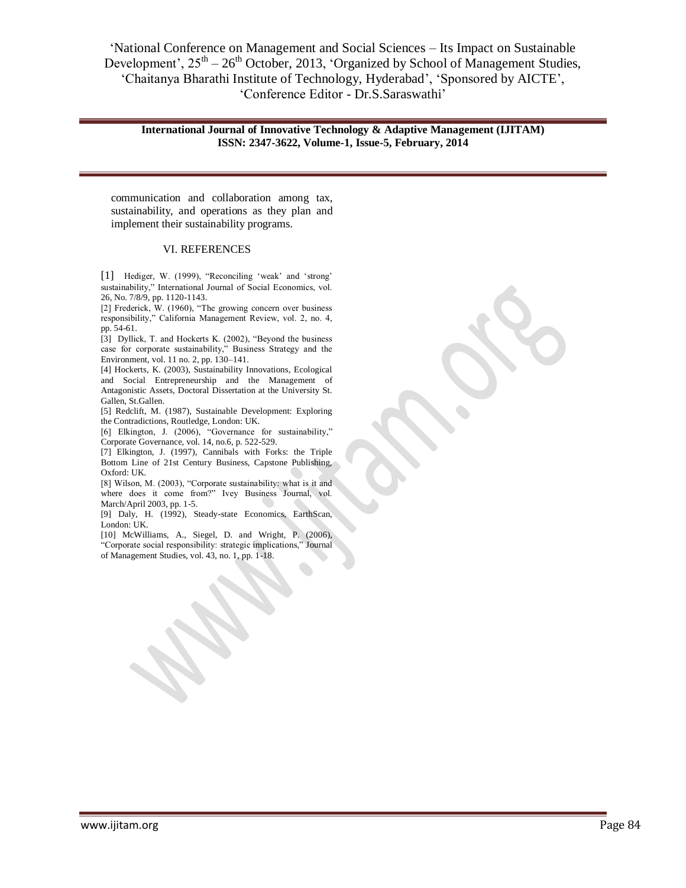communication and collaboration among tax, sustainability, and operations as they plan and implement their sustainability programs.

## VI. REFERENCES

[1] Hediger, W. (1999), "Reconciling 'weak' and 'strong' sustainability," International Journal of Social Economics, vol. 26, No. 7/8/9, pp. 1120-1143.

[2] Frederick, W. (1960), "The growing concern over business responsibility," California Management Review, vol. 2, no. 4, pp. 54-61.

[3] Dyllick, T. and Hockerts K. (2002), "Beyond the business case for corporate sustainability," Business Strategy and the Environment, vol. 11 no. 2, pp. 130–141.

[4] Hockerts, K. (2003), Sustainability Innovations, Ecological and Social Entrepreneurship and the Management of Antagonistic Assets, Doctoral Dissertation at the University St. Gallen, St.Gallen.

[5] Redclift, M. (1987), Sustainable Development: Exploring the Contradictions, Routledge, London: UK.

[6] Elkington, J. (2006), "Governance for sustainability," Corporate Governance, vol. 14, no.6, p. 522-529.

[7] Elkington, J. (1997), Cannibals with Forks: the Triple Bottom Line of 21st Century Business, Capstone Publishing, Oxford: UK.

[8] Wilson, M. (2003), "Corporate sustainability: what is it and where does it come from?" Ivey Business Journal, vol. March/April 2003, pp. 1-5.

[9] Daly, H. (1992), Steady-state Economics, EarthScan, London: UK.

[10] McWilliams, A., Siegel, D. and Wright, P. (2006), "Corporate social responsibility: strategic implications," Journal of Management Studies, vol. 43, no. 1, pp. 1-18.